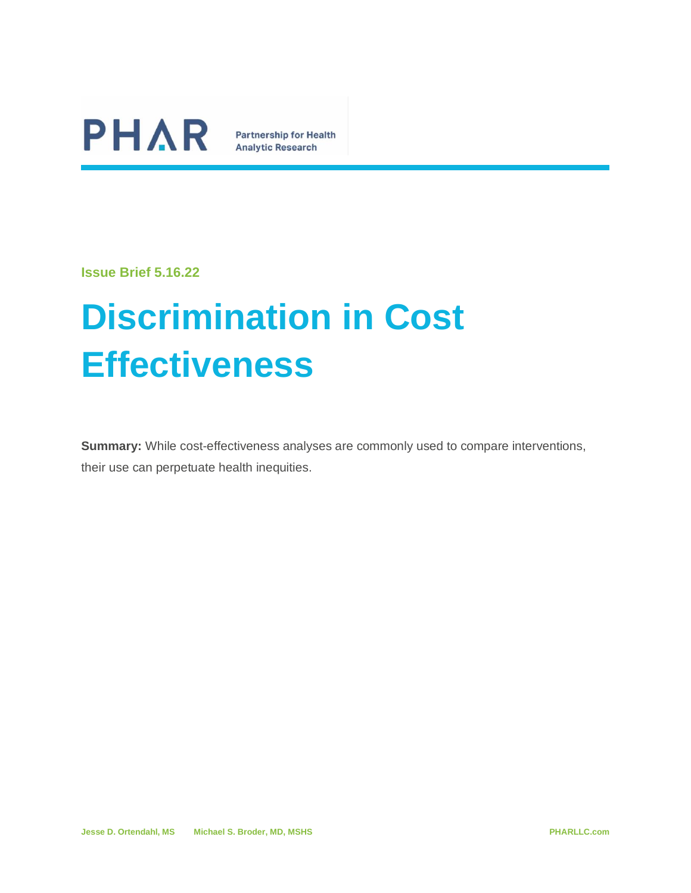PHAR Partnership for Health Analytic Research

Issue Brief 5.16.22

# Discrimination in Cost Effectiveness

**Summary:** While cost-effectiveness analyses are commonly used to compare interventions, their use can perpetuate health inequities.

Jesse D. Ortendahl, MS    Michael S. Broder, MD, MSHS    PHARLLC.com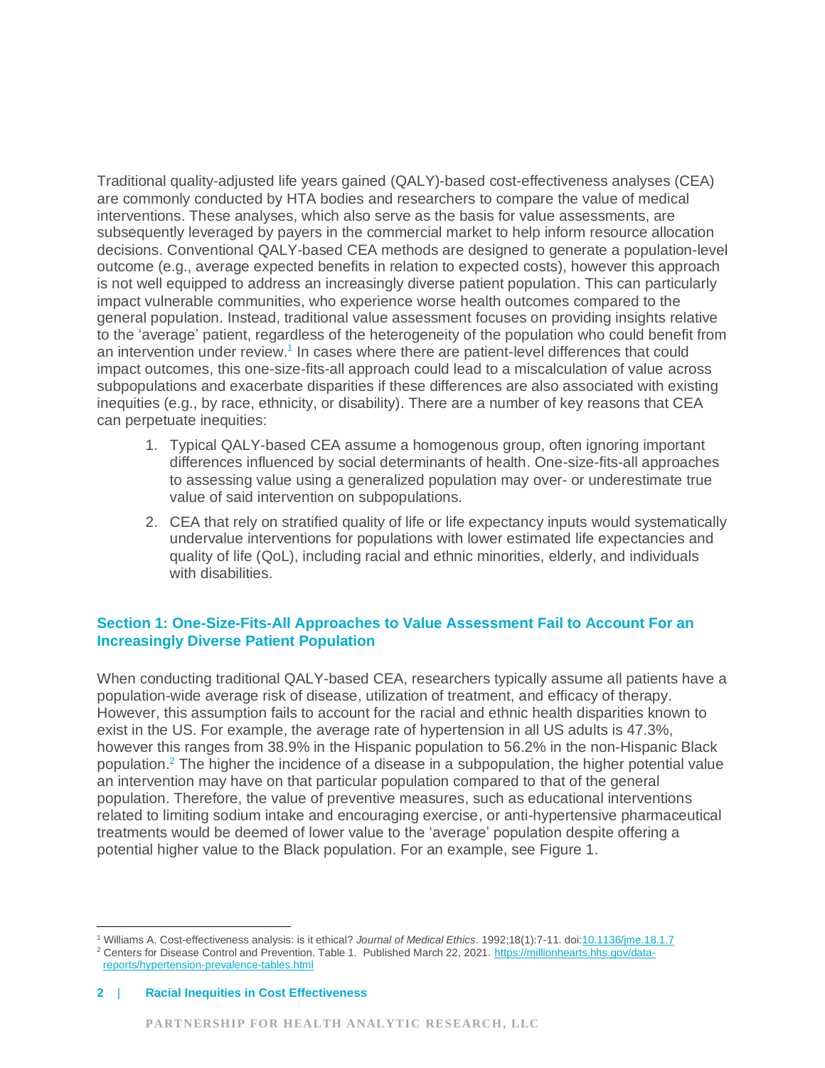Traditional quality-adjusted life years gained (QALY)-based cost-effectiveness analyses (CEA) are commonly conducted by HTA bodies and researchers to compare the value of medical interventions. These analyses, which also serve as the basis for value assessments, are subsequently leveraged by payers in the commercial market to help inform resource allocation decisions. Conventional QALY-based CEA methods are designed to generate a population-level outcome (e.g., average expected benefits in relation to expected costs), however this approach is not well equipped to address an increasingly diverse patient population. This can particularly impact vulnerable communities, who experience worse health outcomes compared to the general population. Instead, traditional value assessment focuses on providing insights relative to the 'average' patient, regardless of the heterogeneity of the population who could benefit from an intervention under review.[1] In cases where there are patient-level differences that could impact outcomes, this one-size-fits-all approach could lead to a miscalculation of value across subpopulations and exacerbate disparities if these differences are also associated with existing inequities (e.g., by race, ethnicity, or disability). There are a number of key reasons that CEA can perpetuate inequities:

1. Typical QALY-based CEA assume a homogenous group, often ignoring important differences influenced by social determinants of health. One-size-fits-all approaches to assessing value using a generalized population may over- or underestimate true value of said intervention on subpopulations.
2. CEA that rely on stratified quality of life or life expectancy inputs would systematically undervalue interventions for populations with lower estimated life expectancies and quality of life (QoL), including racial and ethnic minorities, elderly, and individuals with disabilities.

## Section 1: One-Size-Fits-All Approaches to Value Assessment Fail to Account For an Increasingly Diverse Patient Population

When conducting traditional QALY-based CEA, researchers typically assume all patients have a population-wide average risk of disease, utilization of treatment, and efficacy of therapy. However, this assumption fails to account for the racial and ethnic health disparities known to exist in the US. For example, the average rate of hypertension in all US adults is 47.3%, however this ranges from 38.9% in the Hispanic population to 56.2% in the non-Hispanic Black population.[2] The higher the incidence of a disease in a subpopulation, the higher potential value an intervention may have on that particular population compared to that of the general population. Therefore, the value of preventive measures, such as educational interventions related to limiting sodium intake and encouraging exercise, or anti-hypertensive pharmaceutical treatments would be deemed of lower value to the 'average' population despite offering a potential higher value to the Black population. For an example, see Figure 1.

---

[1] Williams A. Cost-effectiveness analysis: is it ethical? *Journal of Medical Ethics*. 1992;18(1):7-11. doi:10.1136/jme.18.1.7

[2] Centers for Disease Control and Prevention. Table 1. Published March 22, 2021. https://millionhearts.hhs.gov/data-reports/hypertension-prevalence-tables.html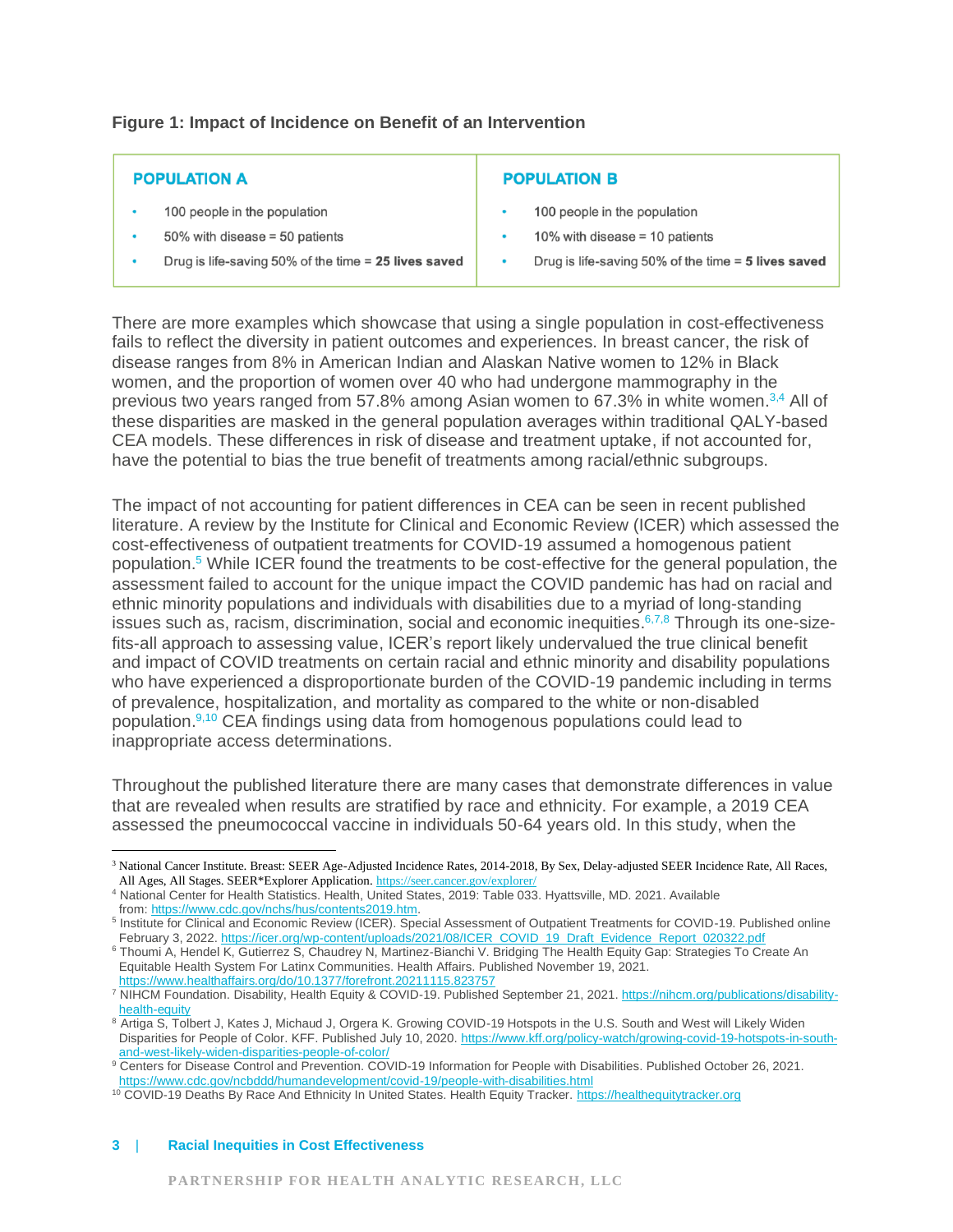**Figure 1: Impact of Incidence on Benefit of an Intervention**

| POPULATION A | POPULATION B |
|---|---|
| • 100 people in the population | • 100 people in the population |
| • 50% with disease = 50 patients | • 10% with disease = 10 patients |
| • Drug is life-saving 50% of the time = **25 lives saved** | • Drug is life-saving 50% of the time = **5 lives saved** |

There are more examples which showcase that using a single population in cost-effectiveness fails to reflect the diversity in patient outcomes and experiences. In breast cancer, the risk of disease ranges from 8% in American Indian and Alaskan Native women to 12% in Black women, and the proportion of women over 40 who had undergone mammography in the previous two years ranged from 57.8% among Asian women to 67.3% in white women.[3,4] All of these disparities are masked in the general population averages within traditional QALY-based CEA models. These differences in risk of disease and treatment uptake, if not accounted for, have the potential to bias the true benefit of treatments among racial/ethnic subgroups.

The impact of not accounting for patient differences in CEA can be seen in recent published literature. A review by the Institute for Clinical and Economic Review (ICER) which assessed the cost-effectiveness of outpatient treatments for COVID-19 assumed a homogenous patient population.[5] While ICER found the treatments to be cost-effective for the general population, the assessment failed to account for the unique impact the COVID pandemic has had on racial and ethnic minority populations and individuals with disabilities due to a myriad of long-standing issues such as, racism, discrimination, social and economic inequities.[6,7,8] Through its one-size-fits-all approach to assessing value, ICER's report likely undervalued the true clinical benefit and impact of COVID treatments on certain racial and ethnic minority and disability populations who have experienced a disproportionate burden of the COVID-19 pandemic including in terms of prevalence, hospitalization, and mortality as compared to the white or non-disabled population.[9,10] CEA findings using data from homogenous populations could lead to inappropriate access determinations.

Throughout the published literature there are many cases that demonstrate differences in value that are revealed when results are stratified by race and ethnicity. For example, a 2019 CEA assessed the pneumococcal vaccine in individuals 50-64 years old. In this study, when the

---

[3] National Cancer Institute. Breast: SEER Age-Adjusted Incidence Rates, 2014-2018, By Sex, Delay-adjusted SEER Incidence Rate, All Races, All Ages, All Stages. SEER*Explorer Application. https://seer.cancer.gov/explorer/

[4] National Center for Health Statistics. Health, United States, 2019: Table 033. Hyattsville, MD. 2021. Available from: https://www.cdc.gov/nchs/hus/contents2019.htm.

[5] Institute for Clinical and Economic Review (ICER). Special Assessment of Outpatient Treatments for COVID-19. Published online February 3, 2022. https://icer.org/wp-content/uploads/2021/08/ICER_COVID_19_Draft_Evidence_Report_020322.pdf

[6] Thoumi A, Hendel K, Gutierrez S, Chaudrey N, Martinez-Bianchi V. Bridging The Health Equity Gap: Strategies To Create An Equitable Health System For Latinx Communities. Health Affairs. Published November 19, 2021. https://www.healthaffairs.org/do/10.1377/forefront.20211115.823757

[7] NIHCM Foundation. Disability, Health Equity & COVID-19. Published September 21, 2021. https://nihcm.org/publications/disability-health-equity

[8] Artiga S, Tolbert J, Kates J, Michaud J, Orgera K. Growing COVID-19 Hotspots in the U.S. South and West will Likely Widen Disparities for People of Color. KFF. Published July 10, 2020. https://www.kff.org/policy-watch/growing-covid-19-hotspots-in-south-and-west-likely-widen-disparities-people-of-color/

[9] Centers for Disease Control and Prevention. COVID-19 Information for People with Disabilities. Published October 26, 2021. https://www.cdc.gov/ncbddd/humandevelopment/covid-19/people-with-disabilities.html

[10] COVID-19 Deaths By Race And Ethnicity In United States. Health Equity Tracker. https://healthequitytracker.org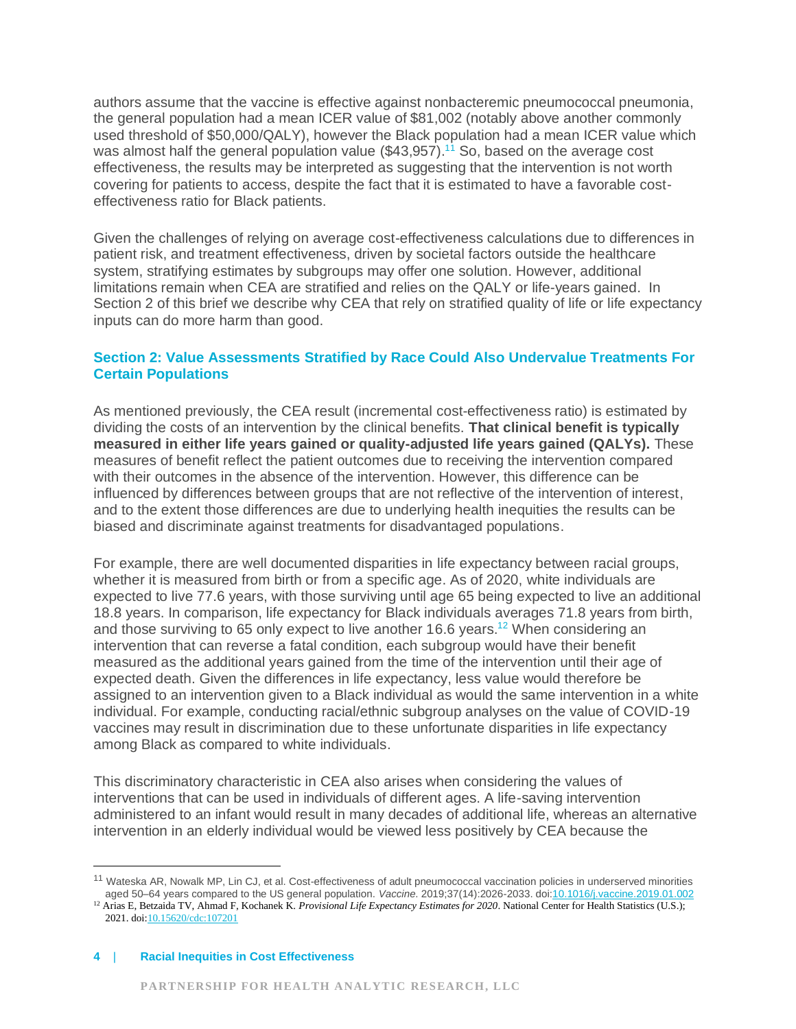authors assume that the vaccine is effective against nonbacteremic pneumococcal pneumonia, the general population had a mean ICER value of $81,002 (notably above another commonly used threshold of $50,000/QALY), however the Black population had a mean ICER value which was almost half the general population value ($43,957).[11] So, based on the average cost effectiveness, the results may be interpreted as suggesting that the intervention is not worth covering for patients to access, despite the fact that it is estimated to have a favorable cost-effectiveness ratio for Black patients.

Given the challenges of relying on average cost-effectiveness calculations due to differences in patient risk, and treatment effectiveness, driven by societal factors outside the healthcare system, stratifying estimates by subgroups may offer one solution. However, additional limitations remain when CEA are stratified and relies on the QALY or life-years gained. In Section 2 of this brief we describe why CEA that rely on stratified quality of life or life expectancy inputs can do more harm than good.

## Section 2: Value Assessments Stratified by Race Could Also Undervalue Treatments For Certain Populations

As mentioned previously, the CEA result (incremental cost-effectiveness ratio) is estimated by dividing the costs of an intervention by the clinical benefits. **That clinical benefit is typically measured in either life years gained or quality-adjusted life years gained (QALYs).** These measures of benefit reflect the patient outcomes due to receiving the intervention compared with their outcomes in the absence of the intervention. However, this difference can be influenced by differences between groups that are not reflective of the intervention of interest, and to the extent those differences are due to underlying health inequities the results can be biased and discriminate against treatments for disadvantaged populations.

For example, there are well documented disparities in life expectancy between racial groups, whether it is measured from birth or from a specific age. As of 2020, white individuals are expected to live 77.6 years, with those surviving until age 65 being expected to live an additional 18.8 years. In comparison, life expectancy for Black individuals averages 71.8 years from birth, and those surviving to 65 only expect to live another 16.6 years.[12] When considering an intervention that can reverse a fatal condition, each subgroup would have their benefit measured as the additional years gained from the time of the intervention until their age of expected death. Given the differences in life expectancy, less value would therefore be assigned to an intervention given to a Black individual as would the same intervention in a white individual. For example, conducting racial/ethnic subgroup analyses on the value of COVID-19 vaccines may result in discrimination due to these unfortunate disparities in life expectancy among Black as compared to white individuals.

This discriminatory characteristic in CEA also arises when considering the values of interventions that can be used in individuals of different ages. A life-saving intervention administered to an infant would result in many decades of additional life, whereas an alternative intervention in an elderly individual would be viewed less positively by CEA because the

---

[11] Wateska AR, Nowalk MP, Lin CJ, et al. Cost-effectiveness of adult pneumococcal vaccination policies in underserved minorities aged 50–64 years compared to the US general population. *Vaccine.* 2019;37(14):2026-2033. doi:10.1016/j.vaccine.2019.01.002

[12] Arias E, Betzaida TV, Ahmad F, Kochanek K. *Provisional Life Expectancy Estimates for 2020*. National Center for Health Statistics (U.S.); 2021. doi:10.15620/cdc:107201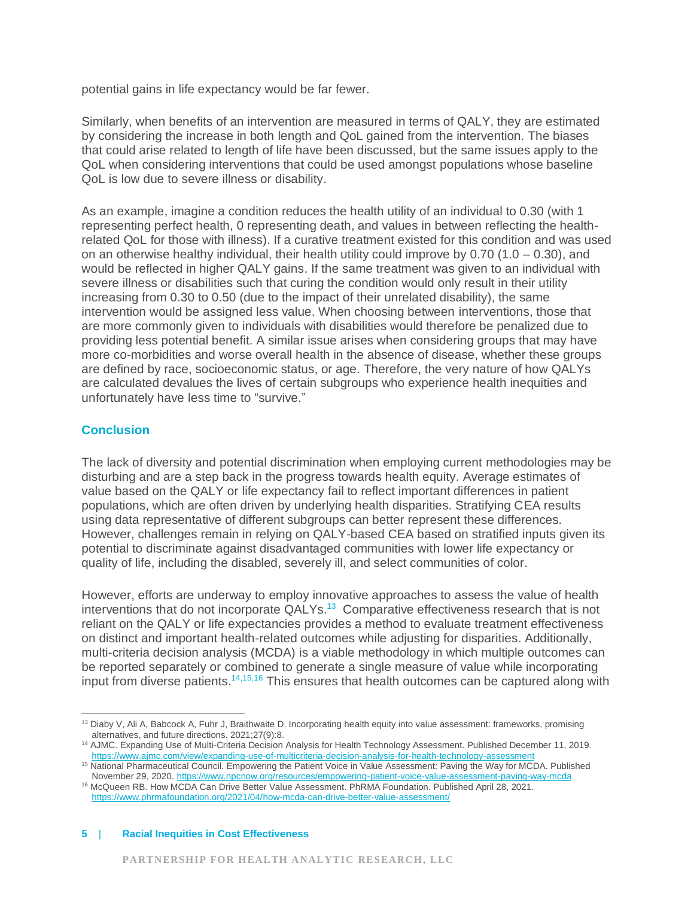potential gains in life expectancy would be far fewer.

Similarly, when benefits of an intervention are measured in terms of QALY, they are estimated by considering the increase in both length and QoL gained from the intervention. The biases that could arise related to length of life have been discussed, but the same issues apply to the QoL when considering interventions that could be used amongst populations whose baseline QoL is low due to severe illness or disability.

As an example, imagine a condition reduces the health utility of an individual to 0.30 (with 1 representing perfect health, 0 representing death, and values in between reflecting the health-related QoL for those with illness). If a curative treatment existed for this condition and was used on an otherwise healthy individual, their health utility could improve by 0.70 (1.0 – 0.30), and would be reflected in higher QALY gains. If the same treatment was given to an individual with severe illness or disabilities such that curing the condition would only result in their utility increasing from 0.30 to 0.50 (due to the impact of their unrelated disability), the same intervention would be assigned less value. When choosing between interventions, those that are more commonly given to individuals with disabilities would therefore be penalized due to providing less potential benefit. A similar issue arises when considering groups that may have more co-morbidities and worse overall health in the absence of disease, whether these groups are defined by race, socioeconomic status, or age. Therefore, the very nature of how QALYs are calculated devalues the lives of certain subgroups who experience health inequities and unfortunately have less time to "survive."

## Conclusion

The lack of diversity and potential discrimination when employing current methodologies may be disturbing and are a step back in the progress towards health equity. Average estimates of value based on the QALY or life expectancy fail to reflect important differences in patient populations, which are often driven by underlying health disparities. Stratifying CEA results using data representative of different subgroups can better represent these differences. However, challenges remain in relying on QALY-based CEA based on stratified inputs given its potential to discriminate against disadvantaged communities with lower life expectancy or quality of life, including the disabled, severely ill, and select communities of color.

However, efforts are underway to employ innovative approaches to assess the value of health interventions that do not incorporate QALYs.[13] Comparative effectiveness research that is not reliant on the QALY or life expectancies provides a method to evaluate treatment effectiveness on distinct and important health-related outcomes while adjusting for disparities. Additionally, multi-criteria decision analysis (MCDA) is a viable methodology in which multiple outcomes can be reported separately or combined to generate a single measure of value while incorporating input from diverse patients.[14,15,16] This ensures that health outcomes can be captured along with

---

[13] Diaby V, Ali A, Babcock A, Fuhr J, Braithwaite D. Incorporating health equity into value assessment: frameworks, promising alternatives, and future directions. 2021;27(9):8.

[14] AJMC. Expanding Use of Multi-Criteria Decision Analysis for Health Technology Assessment. Published December 11, 2019. https://www.ajmc.com/view/expanding-use-of-multicriteria-decision-analysis-for-health-technology-assessment

[15] National Pharmaceutical Council. Empowering the Patient Voice in Value Assessment: Paving the Way for MCDA. Published November 29, 2020. https://www.npcnow.org/resources/empowering-patient-voice-value-assessment-paving-way-mcda

[16] McQueen RB. How MCDA Can Drive Better Value Assessment. PhRMA Foundation. Published April 28, 2021. https://www.phrmafoundation.org/2021/04/how-mcda-can-drive-better-value-assessment/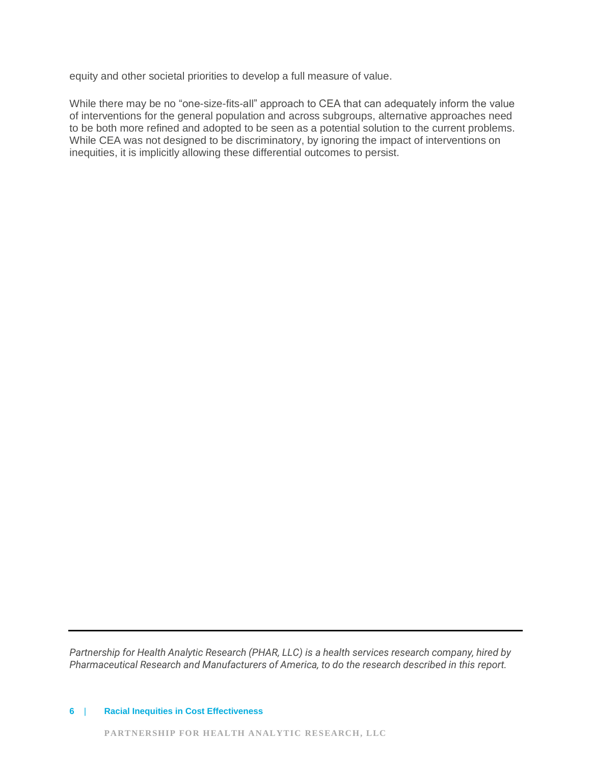equity and other societal priorities to develop a full measure of value.

While there may be no “one-size-fits-all” approach to CEA that can adequately inform the value of interventions for the general population and across subgroups, alternative approaches need to be both more refined and adopted to be seen as a potential solution to the current problems. While CEA was not designed to be discriminatory, by ignoring the impact of interventions on inequities, it is implicitly allowing these differential outcomes to persist.

---

*Partnership for Health Analytic Research (PHAR, LLC) is a health services research company, hired by Pharmaceutical Research and Manufacturers of America, to do the research described in this report.*